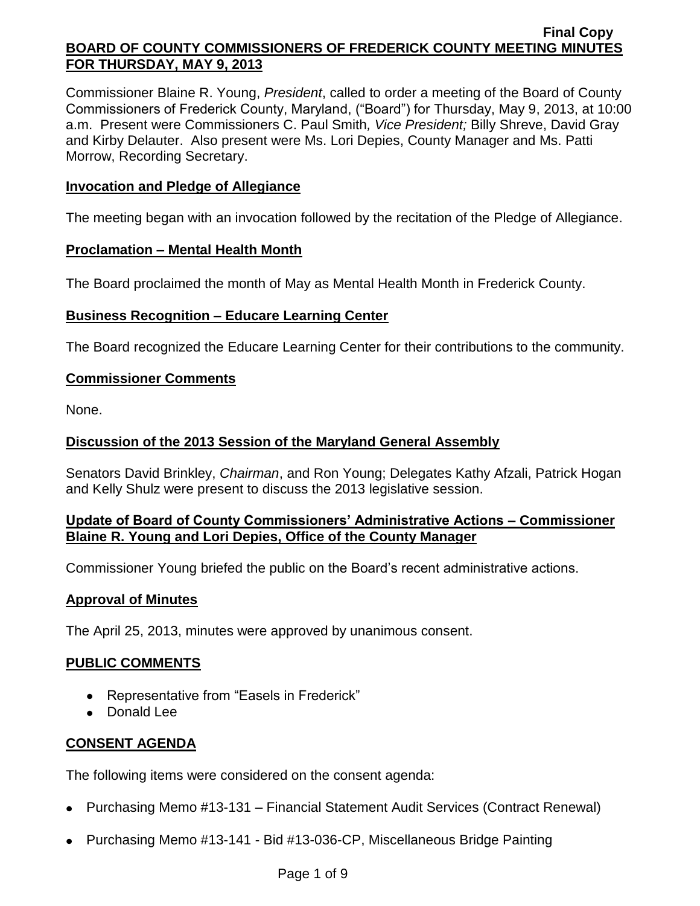Final Copy

# BOARD OF COUNTY COMMISSIONERS OF FREDERICK COUNTY MEETING MINUTES FOR THURSDAY, MAY 9, 2013

Commissioner Blaine R. Young, *President*, called to order a meeting of the Board of County Commissioners of Frederick County, Maryland, ("Board") for Thursday, May 9, 2013, at 10:00 a.m. Present were Commissioners C. Paul Smith*, Vice President;* Billy Shreve, David Gray and Kirby Delauter. Also present were Ms. Lori Depies, County Manager and Ms. Patti Morrow, Recording Secretary.

## Invocation and Pledge of Allegiance

The meeting began with an invocation followed by the recitation of the Pledge of Allegiance.

## Proclamation – Mental Health Month

The Board proclaimed the month of May as Mental Health Month in Frederick County.

## Business Recognition – Educare Learning Center

The Board recognized the Educare Learning Center for their contributions to the community.

## Commissioner Comments

None.

## Discussion of the 2013 Session of the Maryland General Assembly

Senators David Brinkley, *Chairman*, and Ron Young; Delegates Kathy Afzali, Patrick Hogan and Kelly Shulz were present to discuss the 2013 legislative session.

## Update of Board of County Commissioners' Administrative Actions – Commissioner Blaine R. Young and Lori Depies, Office of the County Manager

Commissioner Young briefed the public on the Board's recent administrative actions.

## Approval of Minutes

The April 25, 2013, minutes were approved by unanimous consent.

## PUBLIC COMMENTS

- Representative from "Easels in Frederick"
- Donald Lee

## CONSENT AGENDA

The following items were considered on the consent agenda:

- Purchasing Memo #13-131 – Financial Statement Audit Services (Contract Renewal)
- Purchasing Memo #13-141 - Bid #13-036-CP, Miscellaneous Bridge Painting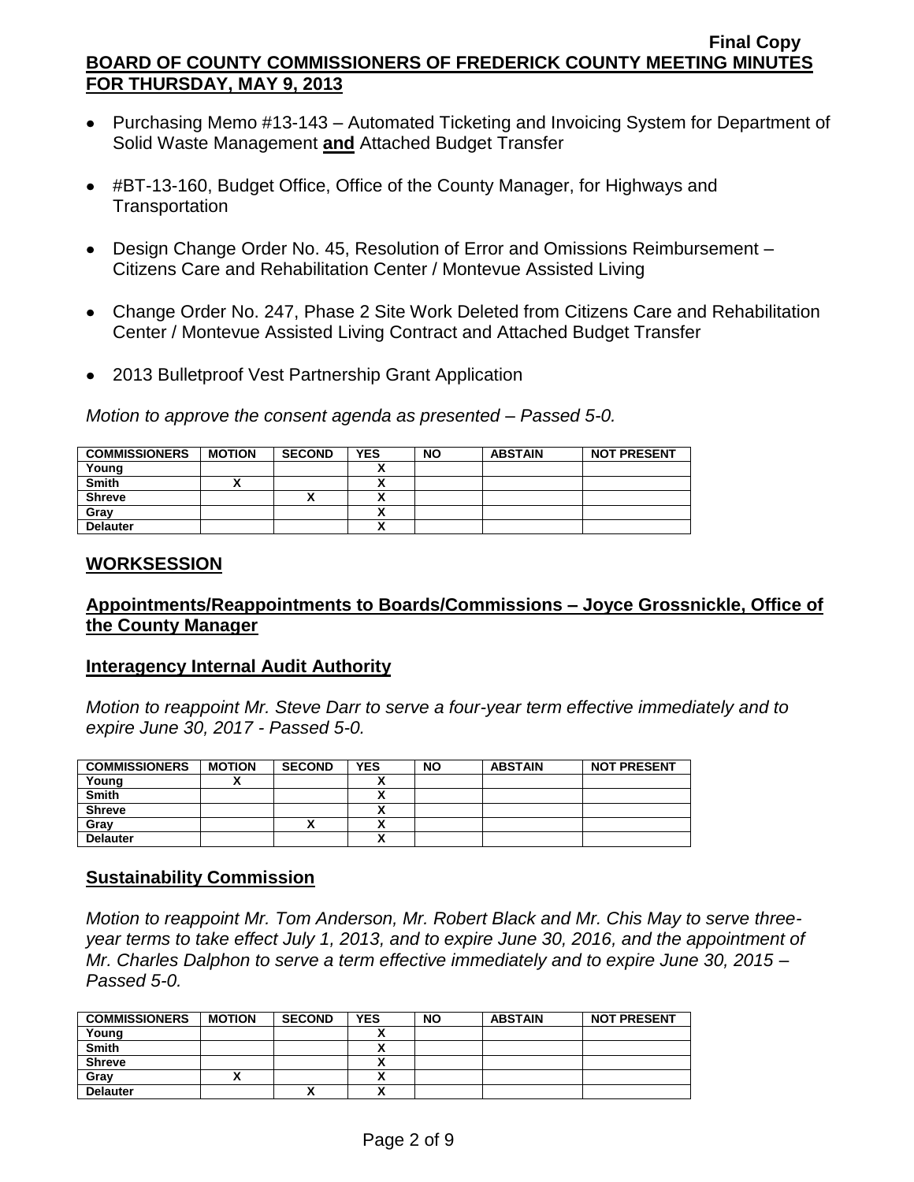- Purchasing Memo #13-143 – Automated Ticketing and Invoicing System for Department of Solid Waste Management **and** Attached Budget Transfer

- #BT-13-160, Budget Office, Office of the County Manager, for Highways and Transportation

- Design Change Order No. 45, Resolution of Error and Omissions Reimbursement – Citizens Care and Rehabilitation Center / Montevue Assisted Living

- Change Order No. 247, Phase 2 Site Work Deleted from Citizens Care and Rehabilitation Center / Montevue Assisted Living Contract and Attached Budget Transfer

- 2013 Bulletproof Vest Partnership Grant Application

*Motion to approve the consent agenda as presented – Passed 5-0.*

| COMMISSIONERS | MOTION | SECOND | YES | NO | ABSTAIN | NOT PRESENT |
|---|---|---|---|---|---|---|
| Young | | | X | | | |
| Smith | X | | X | | | |
| Shreve | | X | X | | | |
| Gray | | | X | | | |
| Delauter | | | X | | | |

## WORKSESSION

## Appointments/Reappointments to Boards/Commissions – Joyce Grossnickle, Office of the County Manager

### Interagency Internal Audit Authority

*Motion to reappoint Mr. Steve Darr to serve a four-year term effective immediately and to expire June 30, 2017 - Passed 5-0.*

| COMMISSIONERS | MOTION | SECOND | YES | NO | ABSTAIN | NOT PRESENT |
|---|---|---|---|---|---|---|
| Young | X | | X | | | |
| Smith | | | X | | | |
| Shreve | | | X | | | |
| Gray | | X | X | | | |
| Delauter | | | X | | | |

### Sustainability Commission

*Motion to reappoint Mr. Tom Anderson, Mr. Robert Black and Mr. Chis May to serve three-year terms to take effect July 1, 2013, and to expire June 30, 2016, and the appointment of Mr. Charles Dalphon to serve a term effective immediately and to expire June 30, 2015 – Passed 5-0.*

| COMMISSIONERS | MOTION | SECOND | YES | NO | ABSTAIN | NOT PRESENT |
|---|---|---|---|---|---|---|
| Young | | | X | | | |
| Smith | | | X | | | |
| Shreve | | | X | | | |
| Gray | X | | X | | | |
| Delauter | | X | X | | | |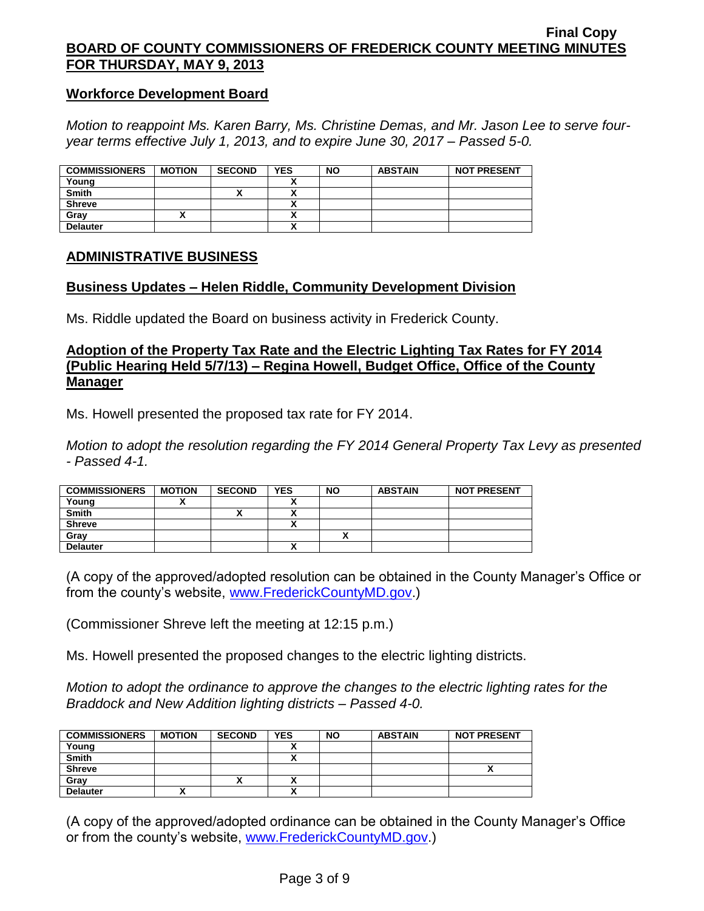## Workforce Development Board

*Motion to reappoint Ms. Karen Barry, Ms. Christine Demas, and Mr. Jason Lee to serve four-year terms effective July 1, 2013, and to expire June 30, 2017 – Passed 5-0.*

| COMMISSIONERS | MOTION | SECOND | YES | NO | ABSTAIN | NOT PRESENT |
|---|---|---|---|---|---|---|
| Young | | | X | | | |
| Smith | | X | X | | | |
| Shreve | | | X | | | |
| Gray | X | | X | | | |
| Delauter | | | X | | | |

## ADMINISTRATIVE BUSINESS

### Business Updates – Helen Riddle, Community Development Division

Ms. Riddle updated the Board on business activity in Frederick County.

### Adoption of the Property Tax Rate and the Electric Lighting Tax Rates for FY 2014 (Public Hearing Held 5/7/13) – Regina Howell, Budget Office, Office of the County Manager

Ms. Howell presented the proposed tax rate for FY 2014.

*Motion to adopt the resolution regarding the FY 2014 General Property Tax Levy as presented - Passed 4-1.*

| COMMISSIONERS | MOTION | SECOND | YES | NO | ABSTAIN | NOT PRESENT |
|---|---|---|---|---|---|---|
| Young | X | | X | | | |
| Smith | | X | X | | | |
| Shreve | | | X | | | |
| Gray | | | | X | | |
| Delauter | | | X | | | |

(A copy of the approved/adopted resolution can be obtained in the County Manager's Office or from the county's website, www.FrederickCountyMD.gov.)

(Commissioner Shreve left the meeting at 12:15 p.m.)

Ms. Howell presented the proposed changes to the electric lighting districts.

*Motion to adopt the ordinance to approve the changes to the electric lighting rates for the Braddock and New Addition lighting districts – Passed 4-0.*

| COMMISSIONERS | MOTION | SECOND | YES | NO | ABSTAIN | NOT PRESENT |
|---|---|---|---|---|---|---|
| Young | | | X | | | |
| Smith | | | X | | | |
| Shreve | | | | | | X |
| Gray | | X | X | | | |
| Delauter | X | | X | | | |

(A copy of the approved/adopted ordinance can be obtained in the County Manager's Office or from the county's website, www.FrederickCountyMD.gov.)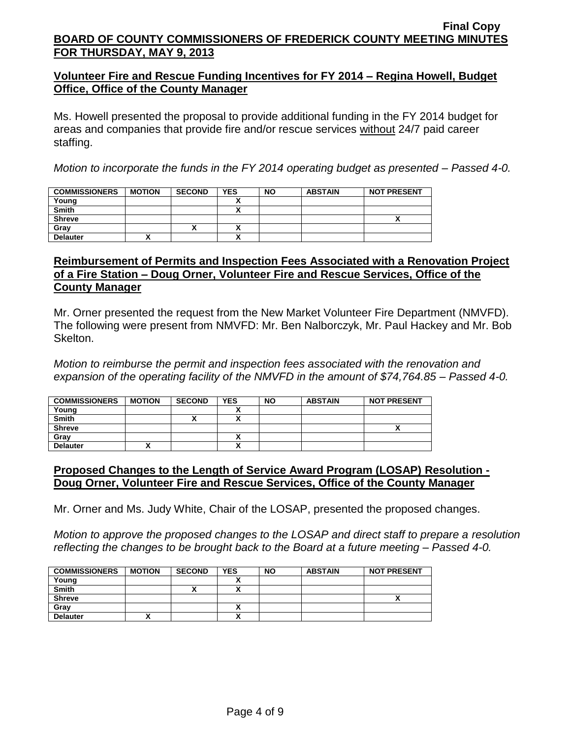## Volunteer Fire and Rescue Funding Incentives for FY 2014 – Regina Howell, Budget Office, Office of the County Manager

Ms. Howell presented the proposal to provide additional funding in the FY 2014 budget for areas and companies that provide fire and/or rescue services without 24/7 paid career staffing.

*Motion to incorporate the funds in the FY 2014 operating budget as presented – Passed 4-0.*

| COMMISSIONERS | MOTION | SECOND | YES | NO | ABSTAIN | NOT PRESENT |
|---|---|---|---|---|---|---|
| Young | | | X | | | |
| Smith | | | X | | | |
| Shreve | | | | | | X |
| Gray | | X | X | | | |
| Delauter | X | | X | | | |

## Reimbursement of Permits and Inspection Fees Associated with a Renovation Project of a Fire Station – Doug Orner, Volunteer Fire and Rescue Services, Office of the County Manager

Mr. Orner presented the request from the New Market Volunteer Fire Department (NMVFD). The following were present from NMVFD: Mr. Ben Nalborczyk, Mr. Paul Hackey and Mr. Bob Skelton.

*Motion to reimburse the permit and inspection fees associated with the renovation and expansion of the operating facility of the NMVFD in the amount of $74,764.85 – Passed 4-0.*

| COMMISSIONERS | MOTION | SECOND | YES | NO | ABSTAIN | NOT PRESENT |
|---|---|---|---|---|---|---|
| Young | | | X | | | |
| Smith | | X | X | | | |
| Shreve | | | | | | X |
| Gray | | | X | | | |
| Delauter | X | | X | | | |

## Proposed Changes to the Length of Service Award Program (LOSAP) Resolution - Doug Orner, Volunteer Fire and Rescue Services, Office of the County Manager

Mr. Orner and Ms. Judy White, Chair of the LOSAP, presented the proposed changes.

*Motion to approve the proposed changes to the LOSAP and direct staff to prepare a resolution reflecting the changes to be brought back to the Board at a future meeting – Passed 4-0.*

| COMMISSIONERS | MOTION | SECOND | YES | NO | ABSTAIN | NOT PRESENT |
|---|---|---|---|---|---|---|
| Young | | | X | | | |
| Smith | | X | X | | | |
| Shreve | | | | | | X |
| Gray | | | X | | | |
| Delauter | X | | X | | | |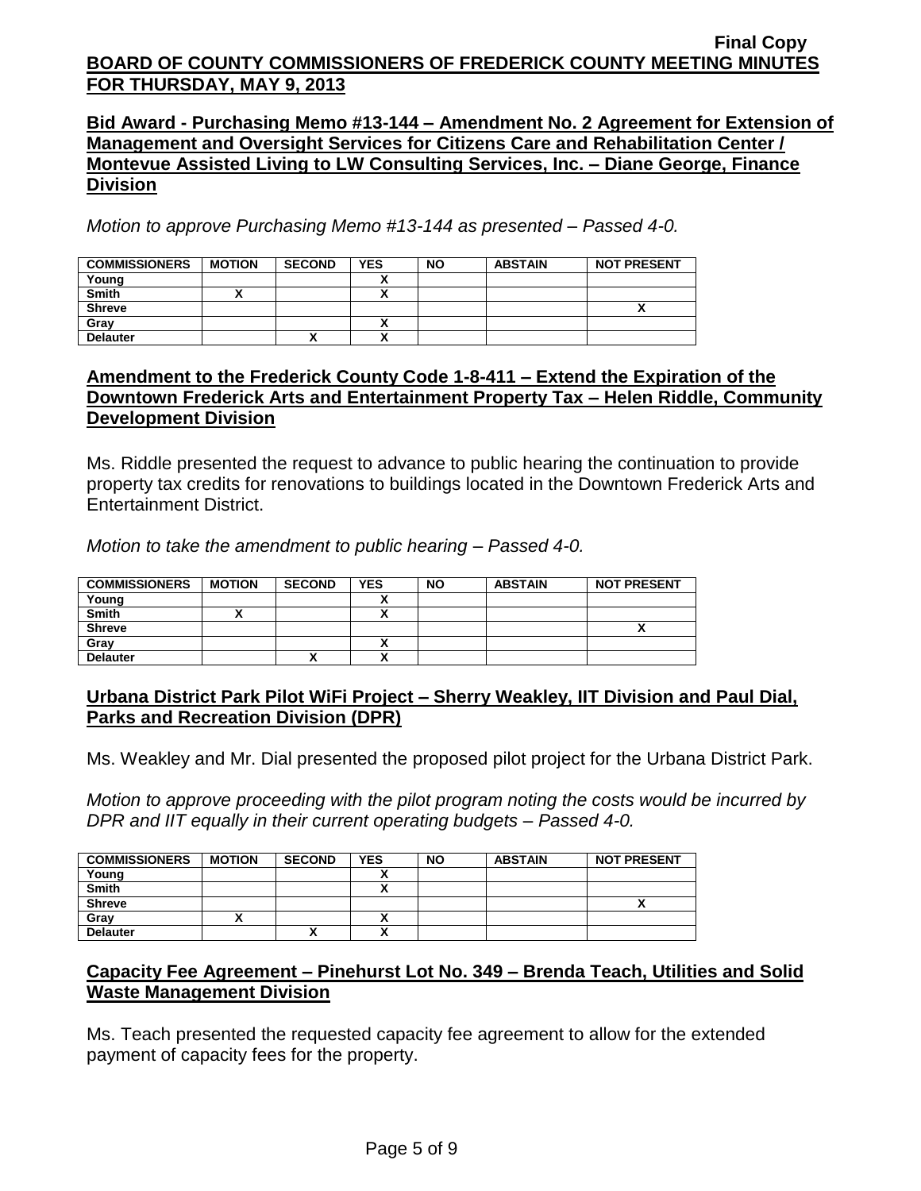**Bid Award - Purchasing Memo #13-144 – Amendment No. 2 Agreement for Extension of Management and Oversight Services for Citizens Care and Rehabilitation Center / Montevue Assisted Living to LW Consulting Services, Inc. – Diane George, Finance Division**

*Motion to approve Purchasing Memo #13-144 as presented – Passed 4-0.*

| COMMISSIONERS | MOTION | SECOND | YES | NO | ABSTAIN | NOT PRESENT |
|---|---|---|---|---|---|---|
| Young | | | X | | | |
| Smith | X | | X | | | |
| Shreve | | | | | | X |
| Gray | | | X | | | |
| Delauter | | X | X | | | |

**Amendment to the Frederick County Code 1-8-411 – Extend the Expiration of the Downtown Frederick Arts and Entertainment Property Tax – Helen Riddle, Community Development Division**

Ms. Riddle presented the request to advance to public hearing the continuation to provide property tax credits for renovations to buildings located in the Downtown Frederick Arts and Entertainment District.

*Motion to take the amendment to public hearing – Passed 4-0.*

| COMMISSIONERS | MOTION | SECOND | YES | NO | ABSTAIN | NOT PRESENT |
|---|---|---|---|---|---|---|
| Young | | | X | | | |
| Smith | X | | X | | | |
| Shreve | | | | | | X |
| Gray | | | X | | | |
| Delauter | | X | X | | | |

**Urbana District Park Pilot WiFi Project – Sherry Weakley, IIT Division and Paul Dial, Parks and Recreation Division (DPR)**

Ms. Weakley and Mr. Dial presented the proposed pilot project for the Urbana District Park.

*Motion to approve proceeding with the pilot program noting the costs would be incurred by DPR and IIT equally in their current operating budgets – Passed 4-0.*

| COMMISSIONERS | MOTION | SECOND | YES | NO | ABSTAIN | NOT PRESENT |
|---|---|---|---|---|---|---|
| Young | | | X | | | |
| Smith | | | X | | | |
| Shreve | | | | | | X |
| Gray | X | | X | | | |
| Delauter | | X | X | | | |

**Capacity Fee Agreement – Pinehurst Lot No. 349 – Brenda Teach, Utilities and Solid Waste Management Division**

Ms. Teach presented the requested capacity fee agreement to allow for the extended payment of capacity fees for the property.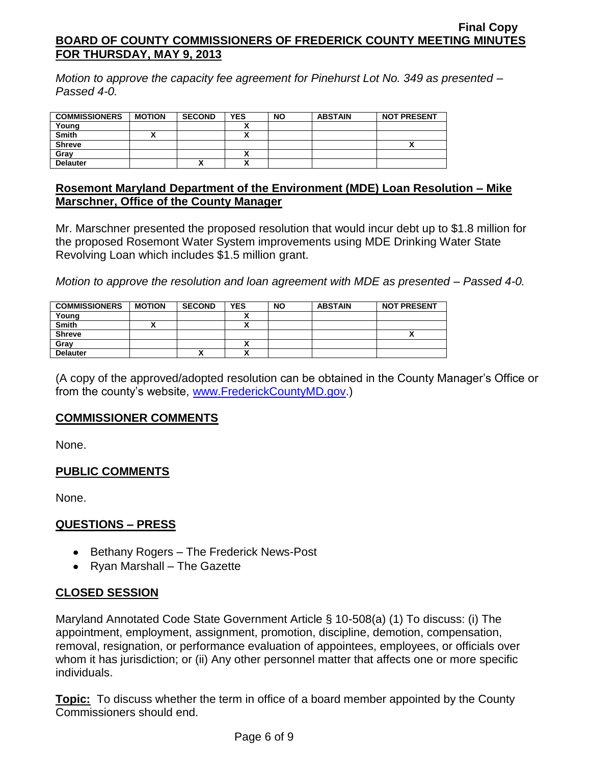*Motion to approve the capacity fee agreement for Pinehurst Lot No. 349 as presented – Passed 4-0.*

| COMMISSIONERS | MOTION | SECOND | YES | NO | ABSTAIN | NOT PRESENT |
|---|---|---|---|---|---|---|
| Young | | | X | | | |
| Smith | X | | X | | | |
| Shreve | | | | | | X |
| Gray | | | X | | | |
| Delauter | | X | X | | | |

## Rosemont Maryland Department of the Environment (MDE) Loan Resolution – Mike Marschner, Office of the County Manager

Mr. Marschner presented the proposed resolution that would incur debt up to $1.8 million for the proposed Rosemont Water System improvements using MDE Drinking Water State Revolving Loan which includes $1.5 million grant.

*Motion to approve the resolution and loan agreement with MDE as presented – Passed 4-0.*

| COMMISSIONERS | MOTION | SECOND | YES | NO | ABSTAIN | NOT PRESENT |
|---|---|---|---|---|---|---|
| Young | | | X | | | |
| Smith | X | | X | | | |
| Shreve | | | | | | X |
| Gray | | | X | | | |
| Delauter | | X | X | | | |

(A copy of the approved/adopted resolution can be obtained in the County Manager's Office or from the county's website, www.FrederickCountyMD.gov.)

## COMMISSIONER COMMENTS

None.

## PUBLIC COMMENTS

None.

## QUESTIONS – PRESS

- Bethany Rogers – The Frederick News-Post
- Ryan Marshall – The Gazette

## CLOSED SESSION

Maryland Annotated Code State Government Article § 10-508(a) (1) To discuss: (i) The appointment, employment, assignment, promotion, discipline, demotion, compensation, removal, resignation, or performance evaluation of appointees, employees, or officials over whom it has jurisdiction; or (ii) Any other personnel matter that affects one or more specific individuals.

**Topic:** To discuss whether the term in office of a board member appointed by the County Commissioners should end.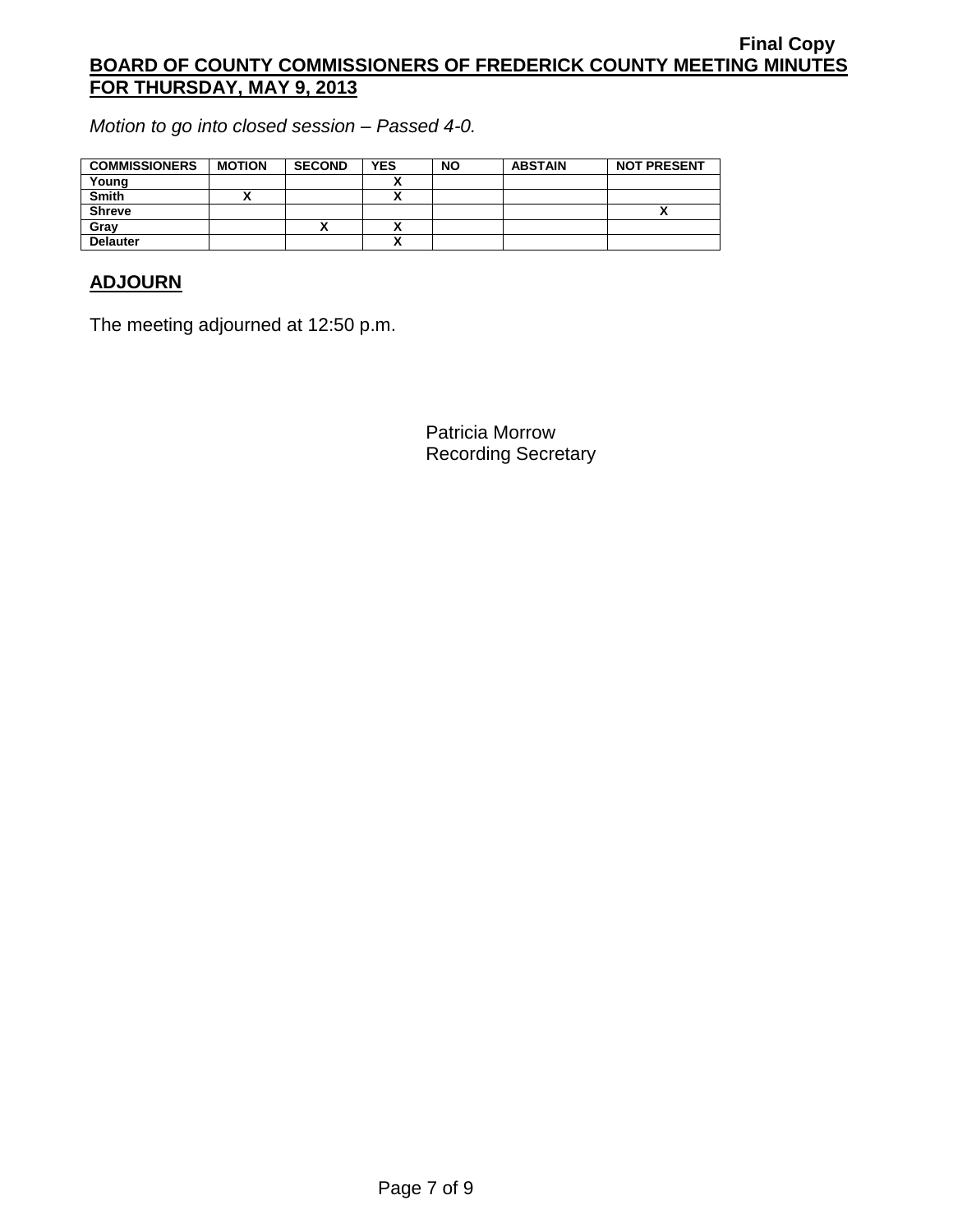*Motion to go into closed session – Passed 4-0.*

| COMMISSIONERS | MOTION | SECOND | YES | NO | ABSTAIN | NOT PRESENT |
|---|---|---|---|---|---|---|
| Young | | | X | | | |
| Smith | X | | X | | | |
| Shreve | | | | | | X |
| Gray | | X | X | | | |
| Delauter | | | X | | | |

## ADJOURN

The meeting adjourned at 12:50 p.m.

Patricia Morrow
Recording Secretary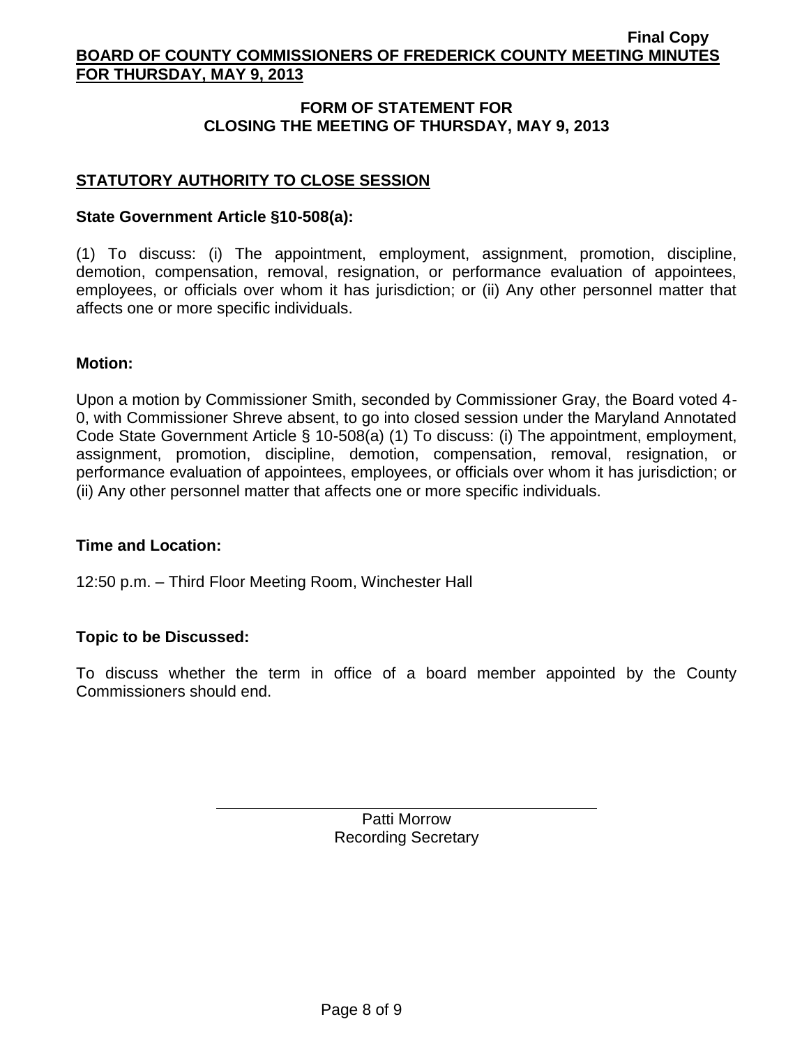## FORM OF STATEMENT FOR CLOSING THE MEETING OF THURSDAY, MAY 9, 2013

### STATUTORY AUTHORITY TO CLOSE SESSION

**State Government Article §10-508(a):**

(1) To discuss: (i) The appointment, employment, assignment, promotion, discipline, demotion, compensation, removal, resignation, or performance evaluation of appointees, employees, or officials over whom it has jurisdiction; or (ii) Any other personnel matter that affects one or more specific individuals.

**Motion:**

Upon a motion by Commissioner Smith, seconded by Commissioner Gray, the Board voted 4-0, with Commissioner Shreve absent, to go into closed session under the Maryland Annotated Code State Government Article § 10-508(a) (1) To discuss: (i) The appointment, employment, assignment, promotion, discipline, demotion, compensation, removal, resignation, or performance evaluation of appointees, employees, or officials over whom it has jurisdiction; or (ii) Any other personnel matter that affects one or more specific individuals.

**Time and Location:**

12:50 p.m. – Third Floor Meeting Room, Winchester Hall

**Topic to be Discussed:**

To discuss whether the term in office of a board member appointed by the County Commissioners should end.

Patti Morrow
Recording Secretary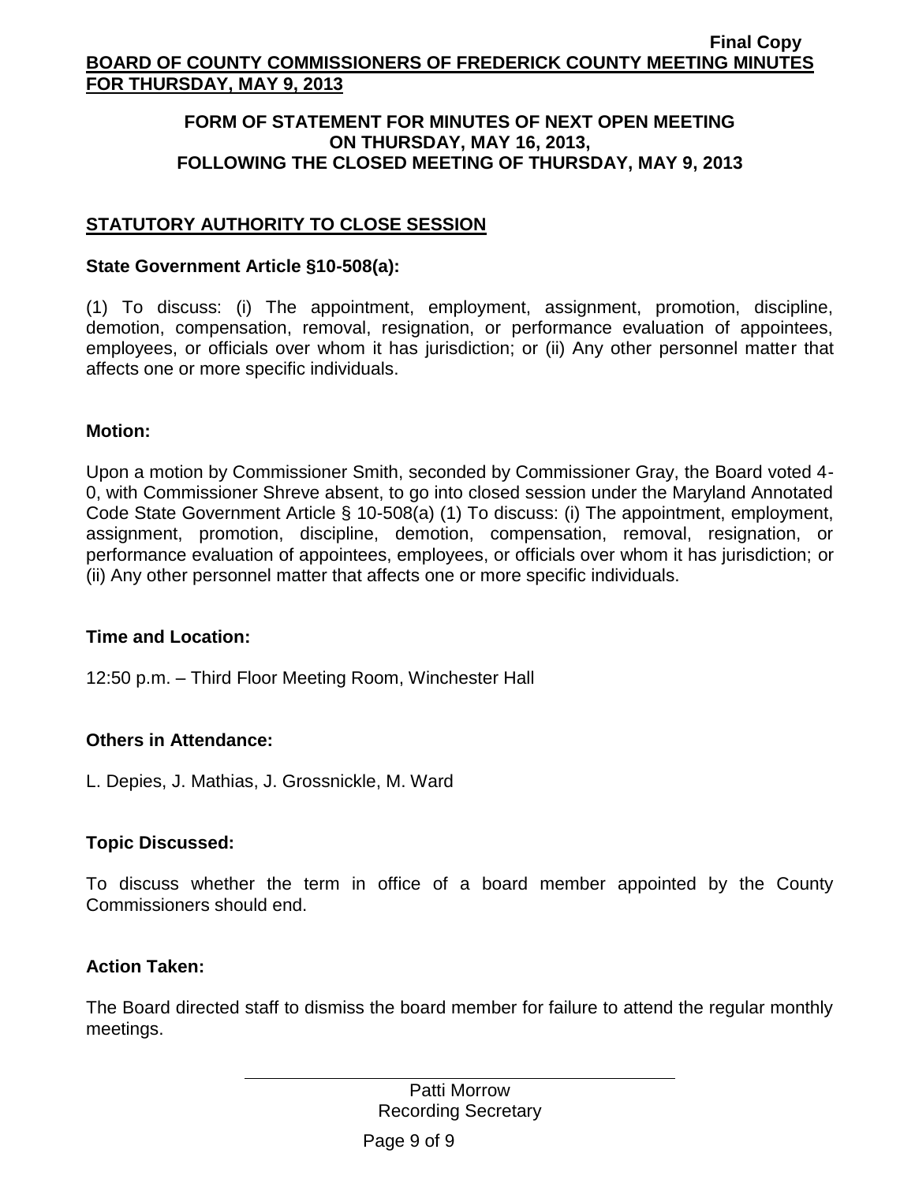### FORM OF STATEMENT FOR MINUTES OF NEXT OPEN MEETING ON THURSDAY, MAY 16, 2013, FOLLOWING THE CLOSED MEETING OF THURSDAY, MAY 9, 2013

## STATUTORY AUTHORITY TO CLOSE SESSION

**State Government Article §10-508(a):**

(1) To discuss: (i) The appointment, employment, assignment, promotion, discipline, demotion, compensation, removal, resignation, or performance evaluation of appointees, employees, or officials over whom it has jurisdiction; or (ii) Any other personnel matter that affects one or more specific individuals.

**Motion:**

Upon a motion by Commissioner Smith, seconded by Commissioner Gray, the Board voted 4-0, with Commissioner Shreve absent, to go into closed session under the Maryland Annotated Code State Government Article § 10-508(a) (1) To discuss: (i) The appointment, employment, assignment, promotion, discipline, demotion, compensation, removal, resignation, or performance evaluation of appointees, employees, or officials over whom it has jurisdiction; or (ii) Any other personnel matter that affects one or more specific individuals.

**Time and Location:**

12:50 p.m. – Third Floor Meeting Room, Winchester Hall

**Others in Attendance:**

L. Depies, J. Mathias, J. Grossnickle, M. Ward

**Topic Discussed:**

To discuss whether the term in office of a board member appointed by the County Commissioners should end.

**Action Taken:**

The Board directed staff to dismiss the board member for failure to attend the regular monthly meetings.

Patti Morrow
Recording Secretary